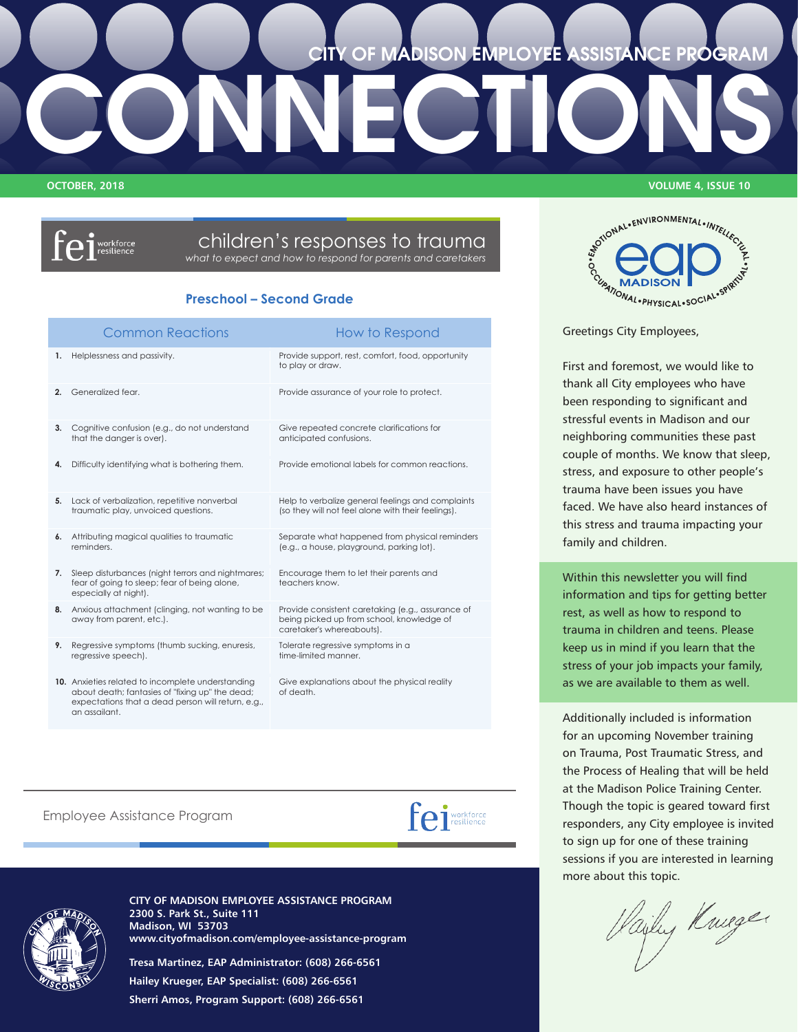# CITY OF MADISON EMPLOYEE ASSISTANCE PROGRAM

# CONNECTIONS

**OCTOBER, 2018** | **VOLUME 4, ISSUE 10**

## children's responses to trauma

*what to expect and how to respond for parents and caretakers*

### Preschool – Second Grade

| Common Reactions | How to Respond |
|---|---|
| **1.** Helplessness and passivity. | Provide support, rest, comfort, food, opportunity to play or draw. |
| **2.** Generalized fear. | Provide assurance of your role to protect. |
| **3.** Cognitive confusion (e.g., do not understand that the danger is over). | Give repeated concrete clarifications for anticipated confusions. |
| **4.** Difficulty identifying what is bothering them. | Provide emotional labels for common reactions. |
| **5.** Lack of verbalization, repetitive nonverbal traumatic play, unvoiced questions. | Help to verbalize general feelings and complaints (so they will not feel alone with their feelings). |
| **6.** Attributing magical qualities to traumatic reminders. | Separate what happened from physical reminders (e.g., a house, playground, parking lot). |
| **7.** Sleep disturbances (night terrors and nightmares; fear of going to sleep; fear of being alone, especially at night). | Encourage them to let their parents and teachers know. |
| **8.** Anxious attachment (clinging, not wanting to be away from parent, etc.). | Provide consistent caretaking (e.g., assurance of being picked up from school, knowledge of caretaker's whereabouts). |
| **9.** Regressive symptoms (thumb sucking, enuresis, regressive speech). | Tolerate regressive symptoms in a time-limited manner. |
| **10.** Anxieties related to incomplete understanding about death; fantasies of "fixing up" the dead; expectations that a dead person will return, e.g., an assailant. | Give explanations about the physical reality of death. |

Employee Assistance Program

fei workforce resilience

Greetings City Employees,

First and foremost, we would like to thank all City employees who have been responding to significant and stressful events in Madison and our neighboring communities these past couple of months. We know that sleep, stress, and exposure to other people's trauma have been issues you have faced. We have also heard instances of this stress and trauma impacting your family and children.

Within this newsletter you will find information and tips for getting better rest, as well as how to respond to trauma in children and teens. Please keep us in mind if you learn that the stress of your job impacts your family, as we are available to them as well.

Additionally included is information for an upcoming November training on Trauma, Post Traumatic Stress, and the Process of Healing that will be held at the Madison Police Training Center. Though the topic is geared toward first responders, any City employee is invited to sign up for one of these training sessions if you are interested in learning more about this topic.

*Hailey Krueger*

**CITY OF MADISON EMPLOYEE ASSISTANCE PROGRAM**
**2300 S. Park St., Suite 111**
**Madison, WI 53703**
**www.cityofmadison.com/employee-assistance-program**

**Tresa Martinez, EAP Administrator: (608) 266-6561**
**Hailey Krueger, EAP Specialist: (608) 266-6561**
**Sherri Amos, Program Support: (608) 266-6561**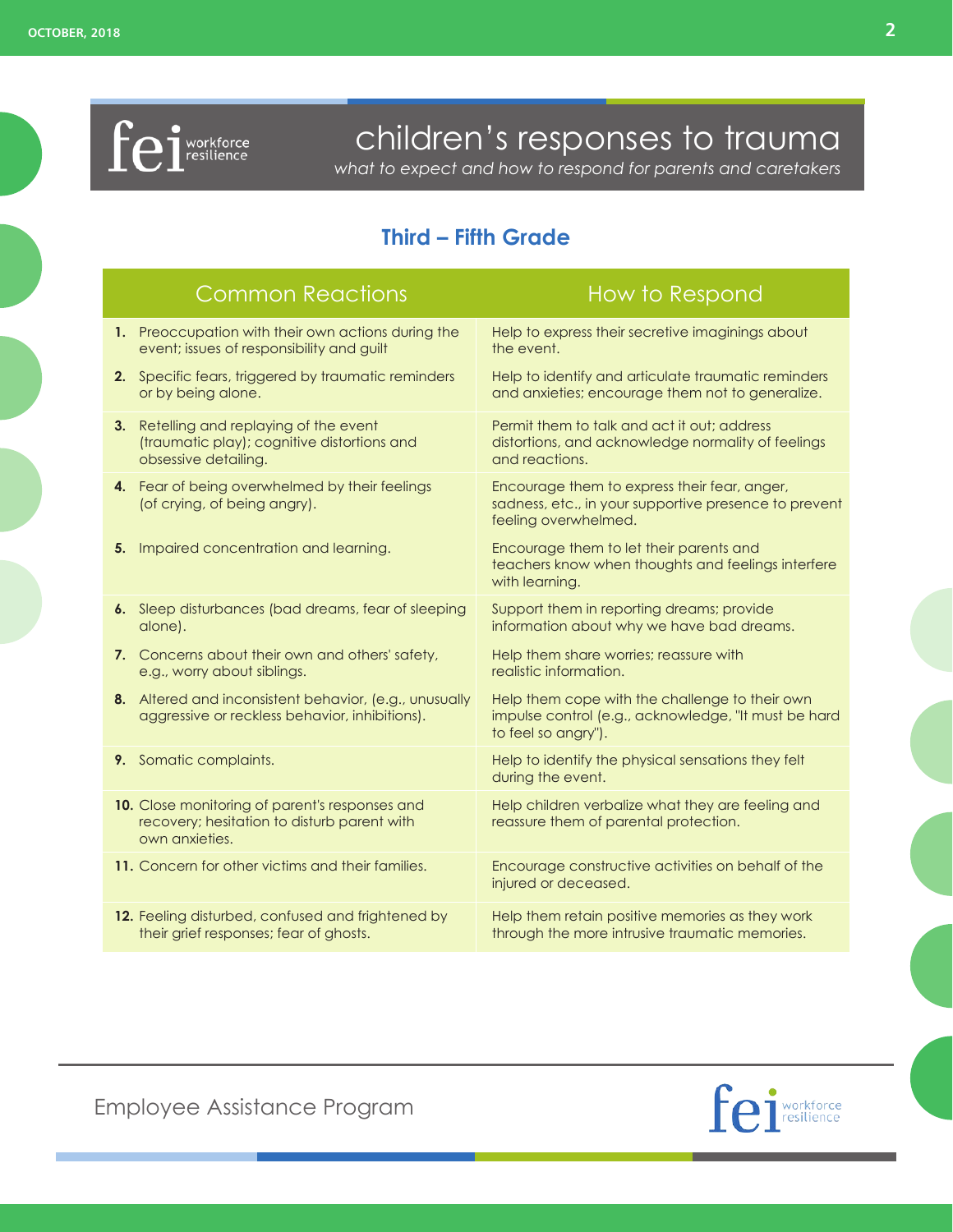# children's responses to trauma

*what to expect and how to respond for parents and caretakers*

## Third – Fifth Grade

| Common Reactions | How to Respond |
|---|---|
| **1.** Preoccupation with their own actions during the event; issues of responsibility and guilt | Help to express their secretive imaginings about the event. |
| **2.** Specific fears, triggered by traumatic reminders or by being alone. | Help to identify and articulate traumatic reminders and anxieties; encourage them not to generalize. |
| **3.** Retelling and replaying of the event (traumatic play); cognitive distortions and obsessive detailing. | Permit them to talk and act it out; address distortions, and acknowledge normality of feelings and reactions. |
| **4.** Fear of being overwhelmed by their feelings (of crying, of being angry). | Encourage them to express their fear, anger, sadness, etc., in your supportive presence to prevent feeling overwhelmed. |
| **5.** Impaired concentration and learning. | Encourage them to let their parents and teachers know when thoughts and feelings interfere with learning. |
| **6.** Sleep disturbances (bad dreams, fear of sleeping alone). | Support them in reporting dreams; provide information about why we have bad dreams. |
| **7.** Concerns about their own and others' safety, e.g., worry about siblings. | Help them share worries; reassure with realistic information. |
| **8.** Altered and inconsistent behavior, (e.g., unusually aggressive or reckless behavior, inhibitions). | Help them cope with the challenge to their own impulse control (e.g., acknowledge, "It must be hard to feel so angry"). |
| **9.** Somatic complaints. | Help to identify the physical sensations they felt during the event. |
| **10.** Close monitoring of parent's responses and recovery; hesitation to disturb parent with own anxieties. | Help children verbalize what they are feeling and reassure them of parental protection. |
| **11.** Concern for other victims and their families. | Encourage constructive activities on behalf of the injured or deceased. |
| **12.** Feeling disturbed, confused and frightened by their grief responses; fear of ghosts. | Help them retain positive memories as they work through the more intrusive traumatic memories. |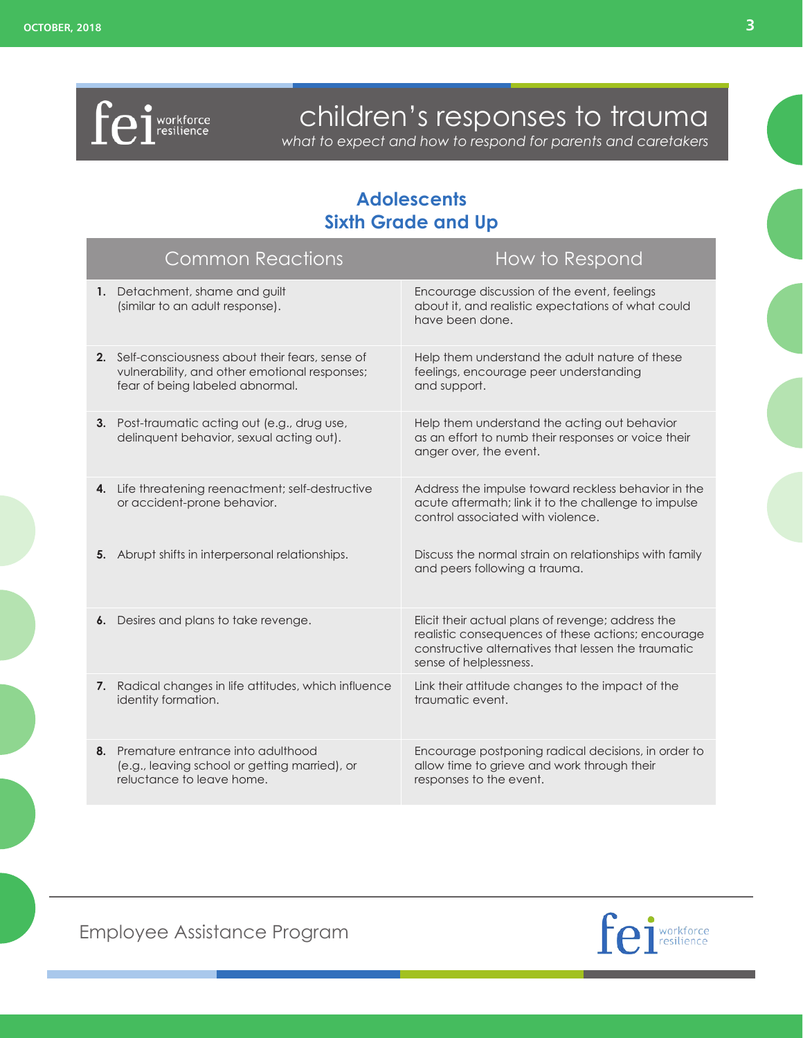# children's responses to trauma

*what to expect and how to respond for parents and caretakers*

## Adolescents
## Sixth Grade and Up

| Common Reactions | How to Respond |
|---|---|
| **1.** Detachment, shame and guilt (similar to an adult response). | Encourage discussion of the event, feelings about it, and realistic expectations of what could have been done. |
| **2.** Self-consciousness about their fears, sense of vulnerability, and other emotional responses; fear of being labeled abnormal. | Help them understand the adult nature of these feelings, encourage peer understanding and support. |
| **3.** Post-traumatic acting out (e.g., drug use, delinquent behavior, sexual acting out). | Help them understand the acting out behavior as an effort to numb their responses or voice their anger over, the event. |
| **4.** Life threatening reenactment; self-destructive or accident-prone behavior. | Address the impulse toward reckless behavior in the acute aftermath; link it to the challenge to impulse control associated with violence. |
| **5.** Abrupt shifts in interpersonal relationships. | Discuss the normal strain on relationships with family and peers following a trauma. |
| **6.** Desires and plans to take revenge. | Elicit their actual plans of revenge; address the realistic consequences of these actions; encourage constructive alternatives that lessen the traumatic sense of helplessness. |
| **7.** Radical changes in life attitudes, which influence identity formation. | Link their attitude changes to the impact of the traumatic event. |
| **8.** Premature entrance into adulthood (e.g., leaving school or getting married), or reluctance to leave home. | Encourage postponing radical decisions, in order to allow time to grieve and work through their responses to the event. |

Employee Assistance Program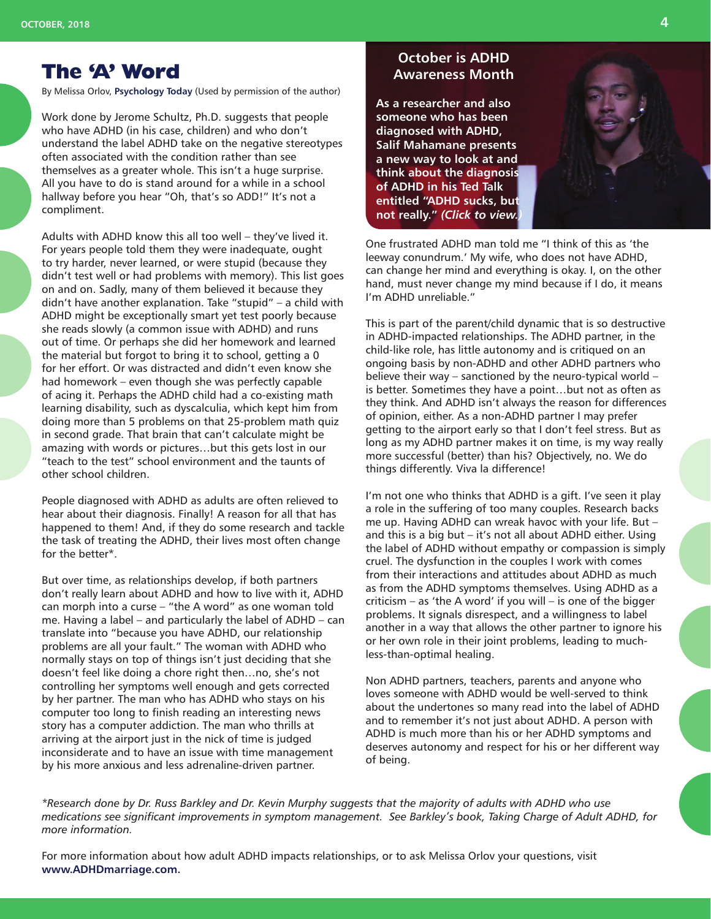# The 'A' Word

By Melissa Orlov, **Psychology Today** (Used by permission of the author)

Work done by Jerome Schultz, Ph.D. suggests that people who have ADHD (in his case, children) and who don't understand the label ADHD take on the negative stereotypes often associated with the condition rather than see themselves as a greater whole. This isn't a huge surprise. All you have to do is stand around for a while in a school hallway before you hear "Oh, that's so ADD!" It's not a compliment.

Adults with ADHD know this all too well – they've lived it. For years people told them they were inadequate, ought to try harder, never learned, or were stupid (because they didn't test well or had problems with memory). This list goes on and on. Sadly, many of them believed it because they didn't have another explanation. Take "stupid" – a child with ADHD might be exceptionally smart yet test poorly because she reads slowly (a common issue with ADHD) and runs out of time. Or perhaps she did her homework and learned the material but forgot to bring it to school, getting a 0 for her effort. Or was distracted and didn't even know she had homework – even though she was perfectly capable of acing it. Perhaps the ADHD child had a co-existing math learning disability, such as dyscalculia, which kept him from doing more than 5 problems on that 25-problem math quiz in second grade. That brain that can't calculate might be amazing with words or pictures…but this gets lost in our "teach to the test" school environment and the taunts of other school children.

People diagnosed with ADHD as adults are often relieved to hear about their diagnosis. Finally! A reason for all that has happened to them! And, if they do some research and tackle the task of treating the ADHD, their lives most often change for the better*.

But over time, as relationships develop, if both partners don't really learn about ADHD and how to live with it, ADHD can morph into a curse – "the A word" as one woman told me. Having a label – and particularly the label of ADHD – can translate into "because you have ADHD, our relationship problems are all your fault." The woman with ADHD who normally stays on top of things isn't just deciding that she doesn't feel like doing a chore right then…no, she's not controlling her symptoms well enough and gets corrected by her partner. The man who has ADHD who stays on his computer too long to finish reading an interesting news story has a computer addiction. The man who thrills at arriving at the airport just in the nick of time is judged inconsiderate and to have an issue with time management by his more anxious and less adrenaline-driven partner.

**October is ADHD Awareness Month**

**As a researcher and also someone who has been diagnosed with ADHD, Salif Mahamane presents a new way to look at and think about the diagnosis of ADHD in his Ted Talk entitled "ADHD sucks, but not really."** ***(Click to view.)***

One frustrated ADHD man told me "I think of this as 'the leeway conundrum.' My wife, who does not have ADHD, can change her mind and everything is okay. I, on the other hand, must never change my mind because if I do, it means I'm ADHD unreliable."

This is part of the parent/child dynamic that is so destructive in ADHD-impacted relationships. The ADHD partner, in the child-like role, has little autonomy and is critiqued on an ongoing basis by non-ADHD and other ADHD partners who believe their way – sanctioned by the neuro-typical world – is better. Sometimes they have a point…but not as often as they think. And ADHD isn't always the reason for differences of opinion, either. As a non-ADHD partner I may prefer getting to the airport early so that I don't feel stress. But as long as my ADHD partner makes it on time, is my way really more successful (better) than his? Objectively, no. We do things differently. Viva la difference!

I'm not one who thinks that ADHD is a gift. I've seen it play a role in the suffering of too many couples. Research backs me up. Having ADHD can wreak havoc with your life. But – and this is a big but – it's not all about ADHD either. Using the label of ADHD without empathy or compassion is simply cruel. The dysfunction in the couples I work with comes from their interactions and attitudes about ADHD as much as from the ADHD symptoms themselves. Using ADHD as a criticism – as 'the A word' if you will – is one of the bigger problems. It signals disrespect, and a willingness to label another in a way that allows the other partner to ignore his or her own role in their joint problems, leading to much-less-than-optimal healing.

Non ADHD partners, teachers, parents and anyone who loves someone with ADHD would be well-served to think about the undertones so many read into the label of ADHD and to remember it's not just about ADHD. A person with ADHD is much more than his or her ADHD symptoms and deserves autonomy and respect for his or her different way of being.

*\*Research done by Dr. Russ Barkley and Dr. Kevin Murphy suggests that the majority of adults with ADHD who use medications see significant improvements in symptom management. See Barkley's book, Taking Charge of Adult ADHD, for more information.*

For more information about how adult ADHD impacts relationships, or to ask Melissa Orlov your questions, visit **www.ADHDmarriage.com.**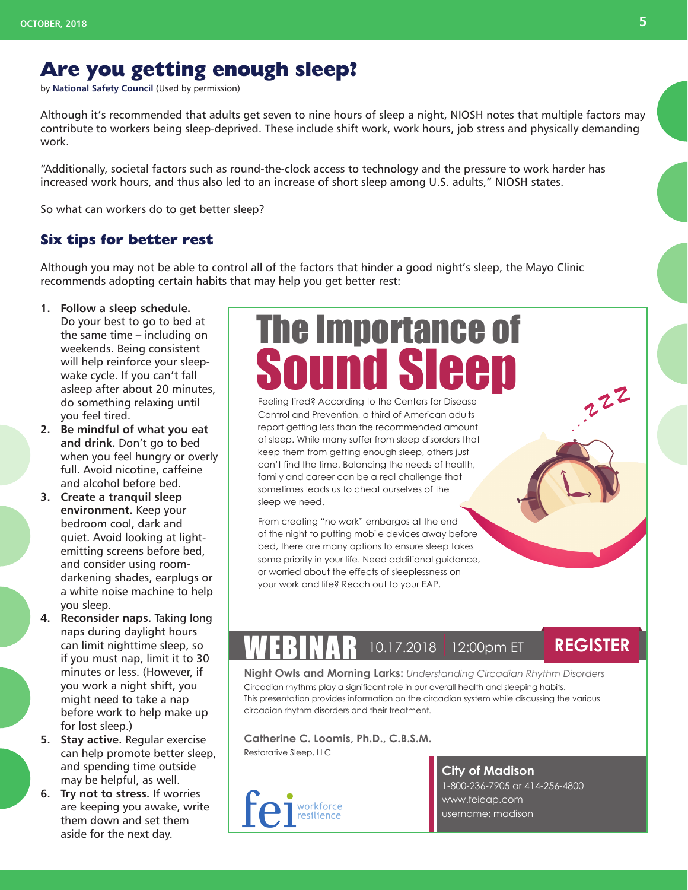# Are you getting enough sleep?

by **National Safety Council** (Used by permission)

Although it's recommended that adults get seven to nine hours of sleep a night, NIOSH notes that multiple factors may contribute to workers being sleep-deprived. These include shift work, work hours, job stress and physically demanding work.

"Additionally, societal factors such as round-the-clock access to technology and the pressure to work harder has increased work hours, and thus also led to an increase of short sleep among U.S. adults," NIOSH states.

So what can workers do to get better sleep?

## Six tips for better rest

Although you may not be able to control all of the factors that hinder a good night's sleep, the Mayo Clinic recommends adopting certain habits that may help you get better rest:

1. **Follow a sleep schedule.** Do your best to go to bed at the same time – including on weekends. Being consistent will help reinforce your sleep-wake cycle. If you can't fall asleep after about 20 minutes, do something relaxing until you feel tired.
2. **Be mindful of what you eat and drink.** Don't go to bed when you feel hungry or overly full. Avoid nicotine, caffeine and alcohol before bed.
3. **Create a tranquil sleep environment.** Keep your bedroom cool, dark and quiet. Avoid looking at light-emitting screens before bed, and consider using room-darkening shades, earplugs or a white noise machine to help you sleep.
4. **Reconsider naps.** Taking long naps during daylight hours can limit nighttime sleep, so if you must nap, limit it to 30 minutes or less. (However, if you work a night shift, you might need to take a nap before work to help make up for lost sleep.)
5. **Stay active.** Regular exercise can help promote better sleep, and spending time outside may be helpful, as well.
6. **Try not to stress.** If worries are keeping you awake, write them down and set them aside for the next day.

## The Importance of Sound Sleep

Feeling tired? According to the Centers for Disease Control and Prevention, a third of American adults report getting less than the recommended amount of sleep. While many suffer from sleep disorders that keep them from getting enough sleep, others just can't find the time. Balancing the needs of health, family and career can be a real challenge that sometimes leads us to cheat ourselves of the sleep we need.

From creating "no work" embargos at the end of the night to putting mobile devices away before bed, there are many options to ensure sleep takes some priority in your life. Need additional guidance, or worried about the effects of sleeplessness on your work and life? Reach out to your EAP.

**WEBINAR** 10.17.2018 | 12:00pm ET **REGISTER**

**Night Owls and Morning Larks:** *Understanding Circadian Rhythm Disorders*

Circadian rhythms play a significant role in our overall health and sleeping habits. This presentation provides information on the circadian system while discussing the various circadian rhythm disorders and their treatment.

**Catherine C. Loomis, Ph.D., C.B.S.M.**
Restorative Sleep, LLC

fei workforce resilience

**City of Madison**
1-800-236-7905 or 414-256-4800
www.feieap.com
username: madison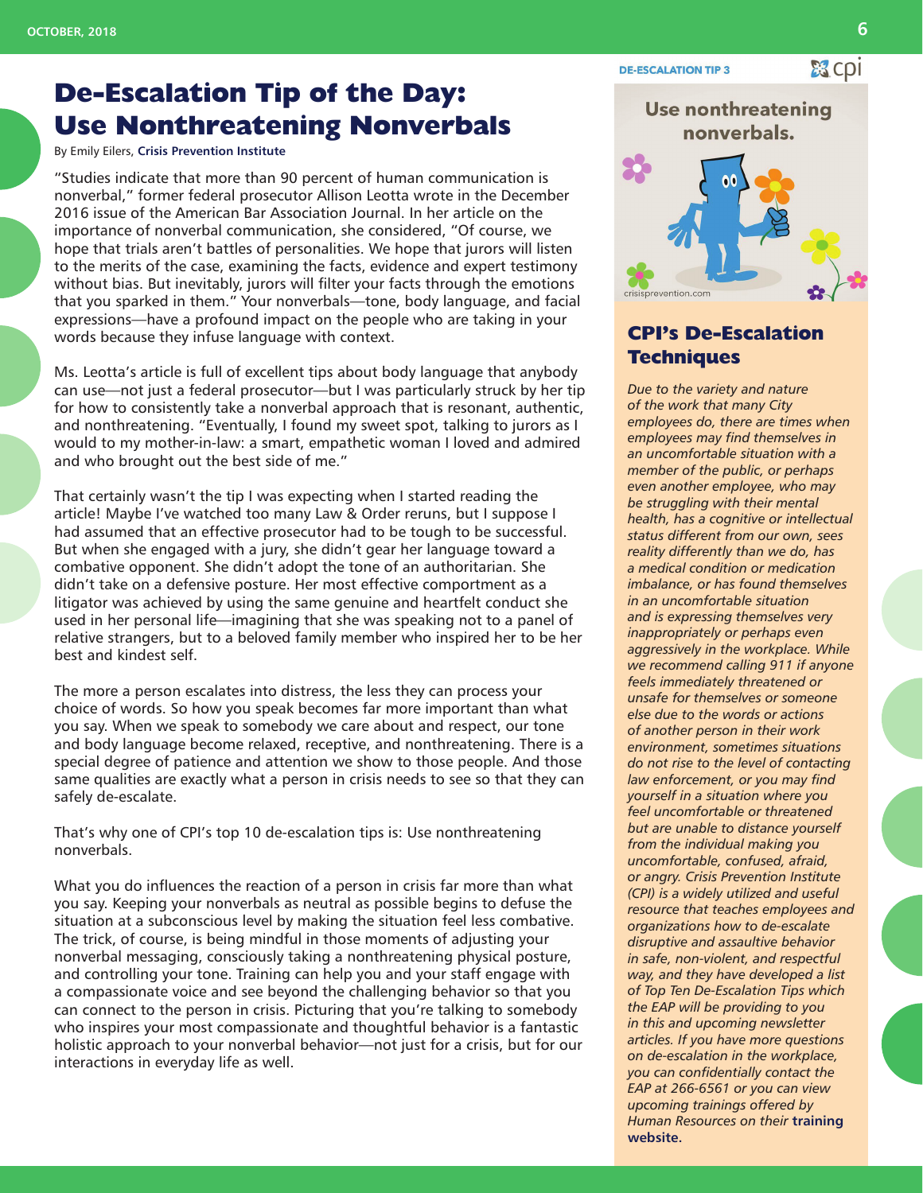# De-Escalation Tip of the Day: Use Nonthreatening Nonverbals

By Emily Eilers, **Crisis Prevention Institute**

"Studies indicate that more than 90 percent of human communication is nonverbal," former federal prosecutor Allison Leotta wrote in the December 2016 issue of the American Bar Association Journal. In her article on the importance of nonverbal communication, she considered, "Of course, we hope that trials aren't battles of personalities. We hope that jurors will listen to the merits of the case, examining the facts, evidence and expert testimony without bias. But inevitably, jurors will filter your facts through the emotions that you sparked in them." Your nonverbals—tone, body language, and facial expressions—have a profound impact on the people who are taking in your words because they infuse language with context.

Ms. Leotta's article is full of excellent tips about body language that anybody can use—not just a federal prosecutor—but I was particularly struck by her tip for how to consistently take a nonverbal approach that is resonant, authentic, and nonthreatening. "Eventually, I found my sweet spot, talking to jurors as I would to my mother-in-law: a smart, empathetic woman I loved and admired and who brought out the best side of me."

That certainly wasn't the tip I was expecting when I started reading the article! Maybe I've watched too many Law & Order reruns, but I suppose I had assumed that an effective prosecutor had to be tough to be successful. But when she engaged with a jury, she didn't gear her language toward a combative opponent. She didn't adopt the tone of an authoritarian. She didn't take on a defensive posture. Her most effective comportment as a litigator was achieved by using the same genuine and heartfelt conduct she used in her personal life—imagining that she was speaking not to a panel of relative strangers, but to a beloved family member who inspired her to be her best and kindest self.

The more a person escalates into distress, the less they can process your choice of words. So how you speak becomes far more important than what you say. When we speak to somebody we care about and respect, our tone and body language become relaxed, receptive, and nonthreatening. There is a special degree of patience and attention we show to those people. And those same qualities are exactly what a person in crisis needs to see so that they can safely de-escalate.

That's why one of CPI's top 10 de-escalation tips is: Use nonthreatening nonverbals.

What you do influences the reaction of a person in crisis far more than what you say. Keeping your nonverbals as neutral as possible begins to defuse the situation at a subconscious level by making the situation feel less combative. The trick, of course, is being mindful in those moments of adjusting your nonverbal messaging, consciously taking a nonthreatening physical posture, and controlling your tone. Training can help you and your staff engage with a compassionate voice and see beyond the challenging behavior so that you can connect to the person in crisis. Picturing that you're talking to somebody who inspires your most compassionate and thoughtful behavior is a fantastic holistic approach to your nonverbal behavior—not just for a crisis, but for our interactions in everyday life as well.

DE-ESCALATION TIP 3

cpi

Use nonthreatening nonverbals.

crisisprevention.com

## CPI's De-Escalation Techniques

*Due to the variety and nature of the work that many City employees do, there are times when employees may find themselves in an uncomfortable situation with a member of the public, or perhaps even another employee, who may be struggling with their mental health, has a cognitive or intellectual status different from our own, sees reality differently than we do, has a medical condition or medication imbalance, or has found themselves in an uncomfortable situation and is expressing themselves very inappropriately or perhaps even aggressively in the workplace. While we recommend calling 911 if anyone feels immediately threatened or unsafe for themselves or someone else due to the words or actions of another person in their work environment, sometimes situations do not rise to the level of contacting law enforcement, or you may find yourself in a situation where you feel uncomfortable or threatened but are unable to distance yourself from the individual making you uncomfortable, confused, afraid, or angry. Crisis Prevention Institute (CPI) is a widely utilized and useful resource that teaches employees and organizations how to de-escalate disruptive and assaultive behavior in safe, non-violent, and respectful way, and they have developed a list of Top Ten De-Escalation Tips which the EAP will be providing to you in this and upcoming newsletter articles. If you have more questions on de-escalation in the workplace, you can confidentially contact the EAP at 266-6561 or you can view upcoming trainings offered by Human Resources on their* **training website.**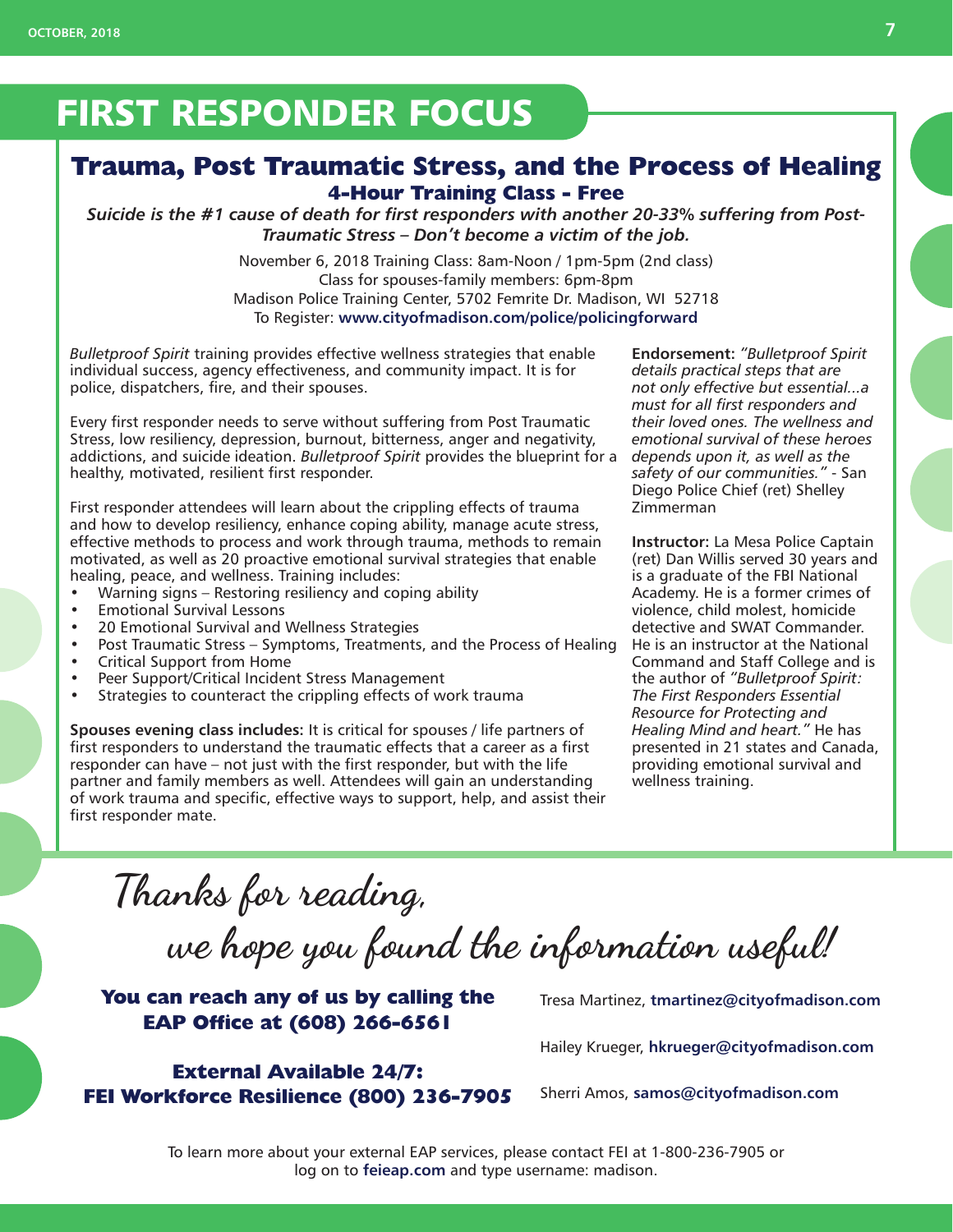# FIRST RESPONDER FOCUS

## Trauma, Post Traumatic Stress, and the Process of Healing

### 4-Hour Training Class - Free

***Suicide is the #1 cause of death for first responders with another 20-33% suffering from Post-Traumatic Stress – Don't become a victim of the job.***

November 6, 2018 Training Class: 8am-Noon / 1pm-5pm (2nd class)
Class for spouses-family members: 6pm-8pm
Madison Police Training Center, 5702 Femrite Dr. Madison, WI 52718
To Register: **www.cityofmadison.com/police/policingforward**

*Bulletproof Spirit* training provides effective wellness strategies that enable individual success, agency effectiveness, and community impact. It is for police, dispatchers, fire, and their spouses.

Every first responder needs to serve without suffering from Post Traumatic Stress, low resiliency, depression, burnout, bitterness, anger and negativity, addictions, and suicide ideation. *Bulletproof Spirit* provides the blueprint for a healthy, motivated, resilient first responder.

First responder attendees will learn about the crippling effects of trauma and how to develop resiliency, enhance coping ability, manage acute stress, effective methods to process and work through trauma, methods to remain motivated, as well as 20 proactive emotional survival strategies that enable healing, peace, and wellness. Training includes:

- Warning signs – Restoring resiliency and coping ability
- Emotional Survival Lessons
- 20 Emotional Survival and Wellness Strategies
- Post Traumatic Stress – Symptoms, Treatments, and the Process of Healing
- Critical Support from Home
- Peer Support/Critical Incident Stress Management
- Strategies to counteract the crippling effects of work trauma

**Spouses evening class includes:** It is critical for spouses / life partners of first responders to understand the traumatic effects that a career as a first responder can have – not just with the first responder, but with the life partner and family members as well. Attendees will gain an understanding of work trauma and specific, effective ways to support, help, and assist their first responder mate.

**Endorsement:** *"Bulletproof Spirit details practical steps that are not only effective but essential...a must for all first responders and their loved ones. The wellness and emotional survival of these heroes depends upon it, as well as the safety of our communities."* - San Diego Police Chief (ret) Shelley Zimmerman

**Instructor:** La Mesa Police Captain (ret) Dan Willis served 30 years and is a graduate of the FBI National Academy. He is a former crimes of violence, child molest, homicide detective and SWAT Commander. He is an instructor at the National Command and Staff College and is the author of *"Bulletproof Spirit: The First Responders Essential Resource for Protecting and Healing Mind and heart."* He has presented in 21 states and Canada, providing emotional survival and wellness training.

Thanks for reading,
we hope you found the information useful!

**You can reach any of us by calling the EAP Office at (608) 266-6561**

Tresa Martinez, **tmartinez@cityofmadison.com**

Hailey Krueger, **hkrueger@cityofmadison.com**

Sherri Amos, **samos@cityofmadison.com**

**External Available 24/7:**
**FEI Workforce Resilience (800) 236-7905**

To learn more about your external EAP services, please contact FEI at 1-800-236-7905 or log on to **feieap.com** and type username: madison.